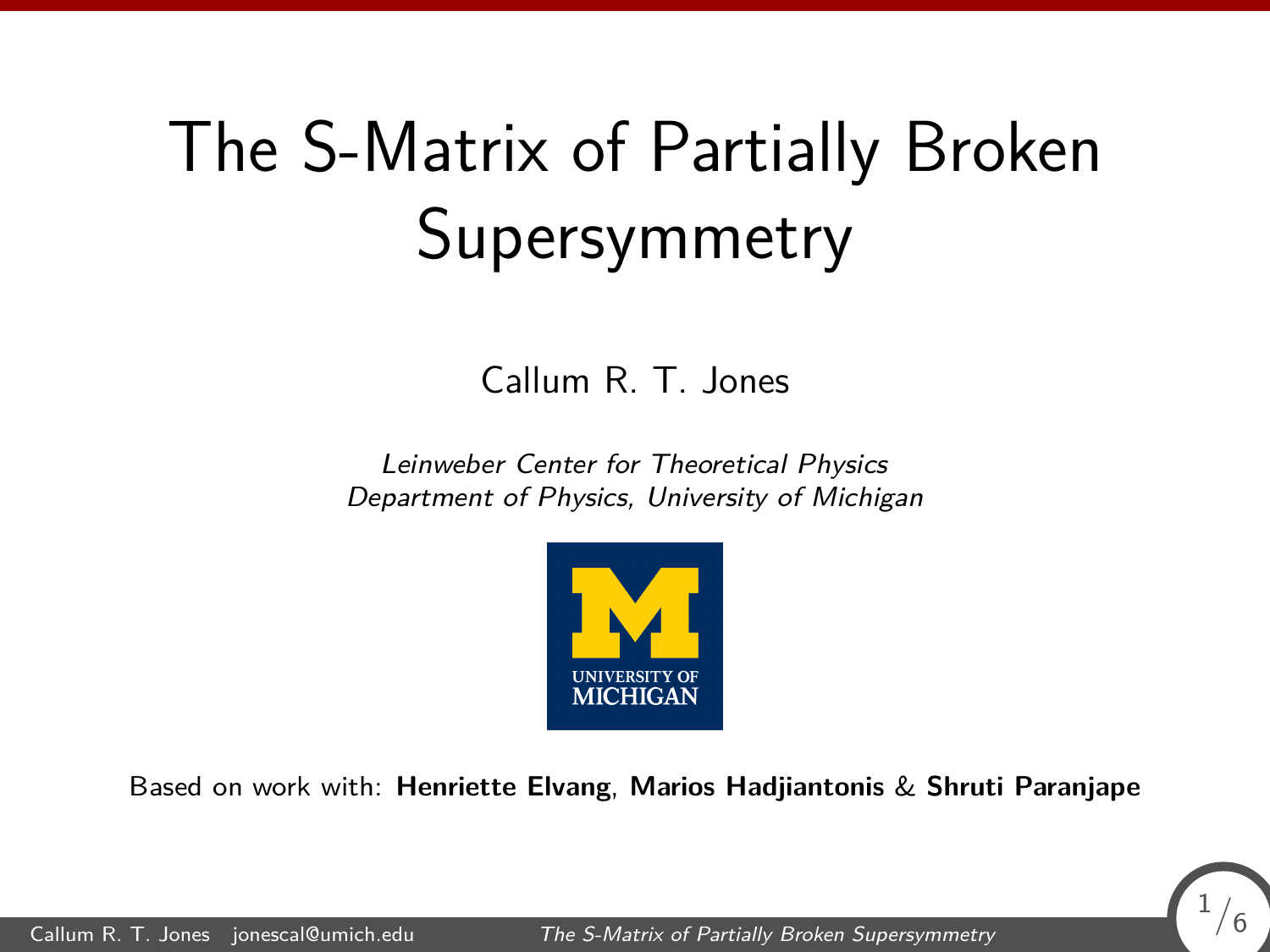# The S-Matrix of Partially Broken Supersymmetry

Callum R. T. Jones

*Leinweber Center for Theoretical Physics*
*Department of Physics, University of Michigan*

UNIVERSITY OF MICHIGAN

Based on work with: **Henriette Elvang**, **Marios Hadjiantonis** & **Shruti Paranjape**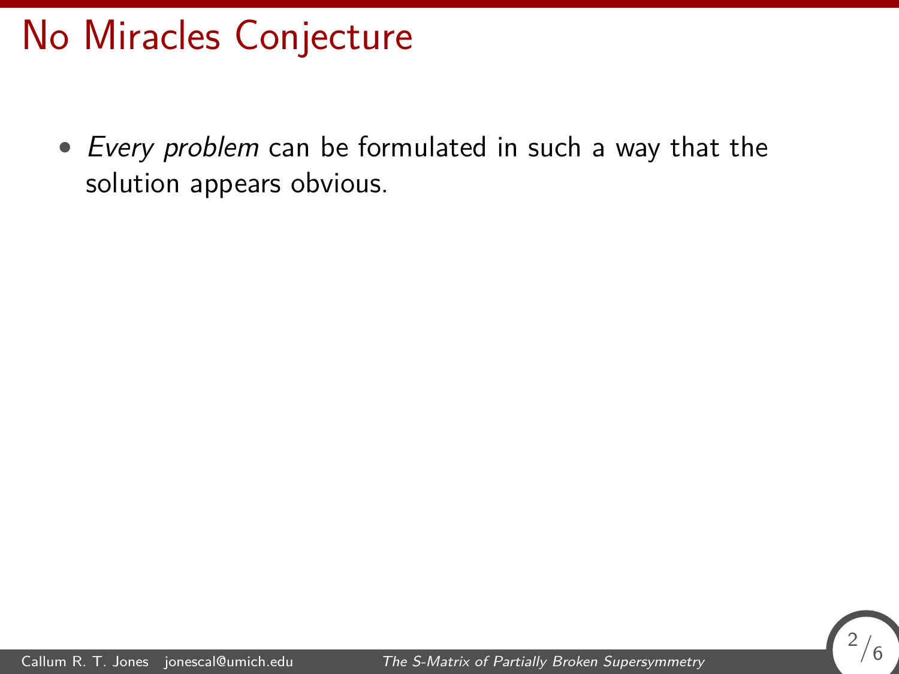# No Miracles Conjecture

- *Every problem* can be formulated in such a way that the solution appears obvious.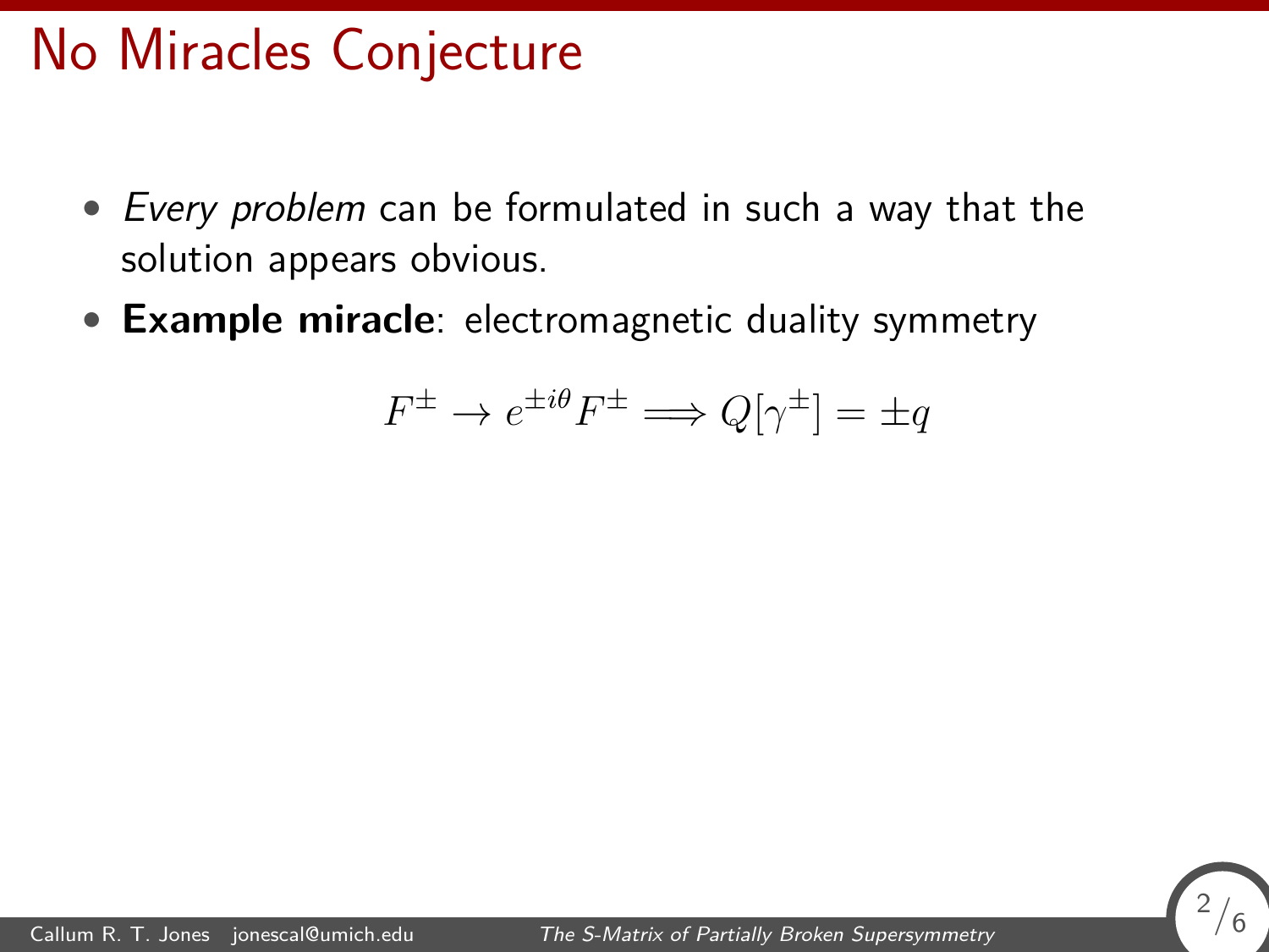# No Miracles Conjecture

- *Every problem* can be formulated in such a way that the solution appears obvious.
- **Example miracle**: electromagnetic duality symmetry

$$F^{\pm} \to e^{\pm i\theta} F^{\pm} \Longrightarrow Q[\gamma^{\pm}] = \pm q$$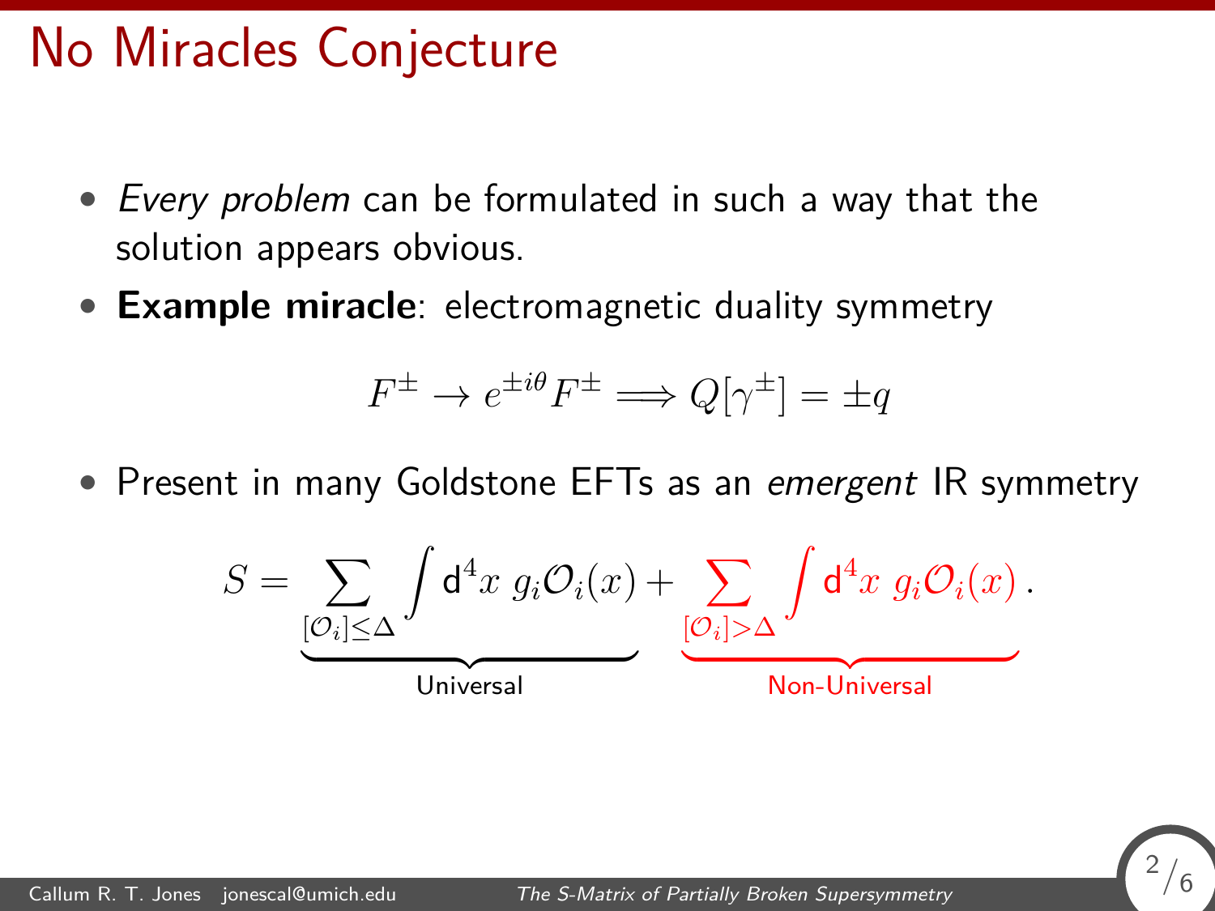# No Miracles Conjecture

- *Every problem* can be formulated in such a way that the solution appears obvious.
- **Example miracle**: electromagnetic duality symmetry

$$F^\pm \to e^{\pm i\theta} F^\pm \implies Q[\gamma^\pm] = \pm q$$

- Present in many Goldstone EFTs as an *emergent* IR symmetry

$$S = \underbrace{\sum_{[\mathcal{O}_i]\leq\Delta} \int \mathsf{d}^4x \; g_i \mathcal{O}_i(x)}_{\text{Universal}} + \underbrace{\sum_{[\mathcal{O}_i]>\Delta} \int \mathsf{d}^4x \; g_i \mathcal{O}_i(x)}_{\text{Non-Universal}} .$$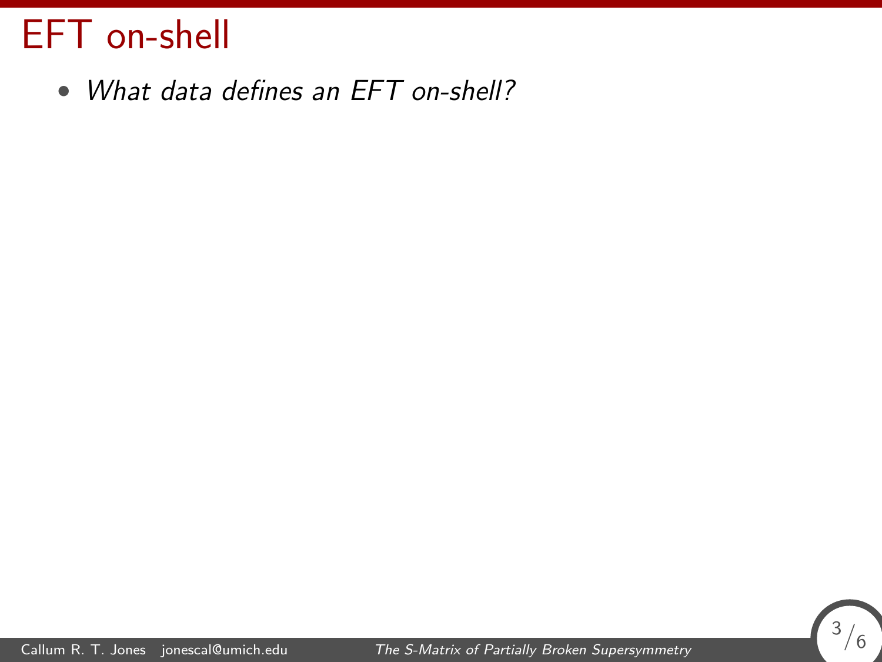# EFT on-shell

- *What data defines an EFT on-shell?*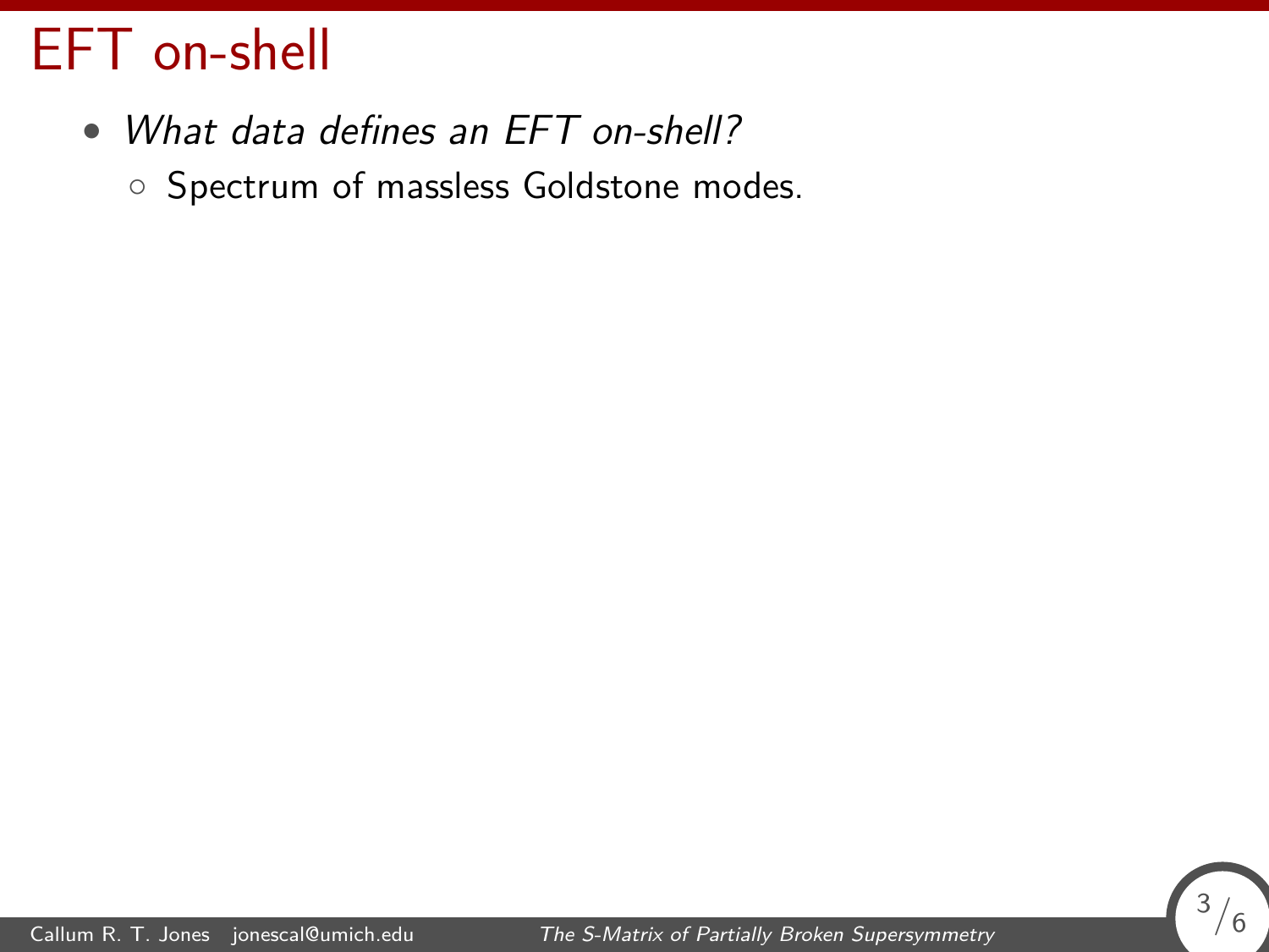# EFT on-shell

- *What data defines an EFT on-shell?*
  - Spectrum of massless Goldstone modes.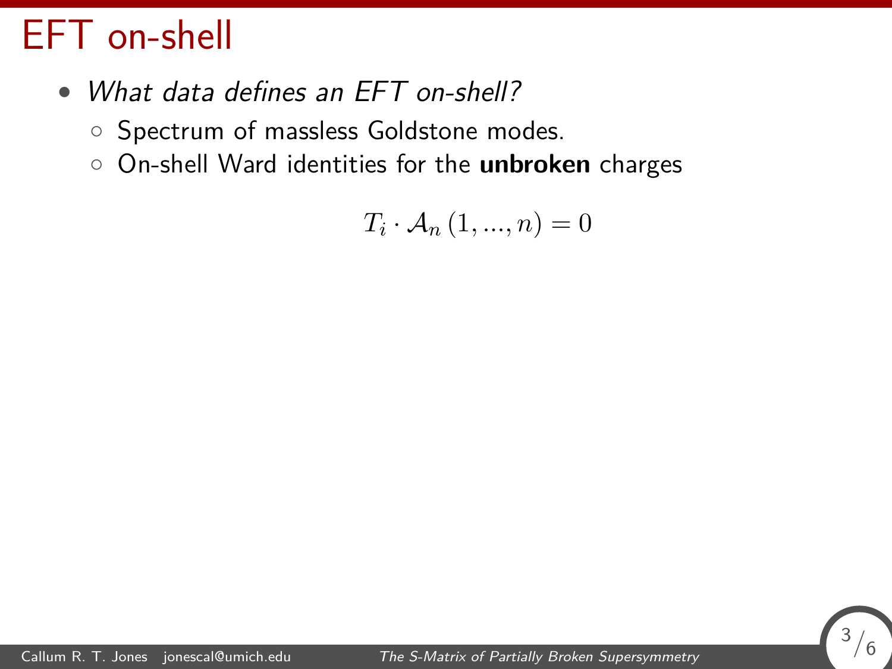# EFT on-shell

- *What data defines an EFT on-shell?*
  - Spectrum of massless Goldstone modes.
  - On-shell Ward identities for the **unbroken** charges

$$T_i \cdot \mathcal{A}_n (1, ..., n) = 0$$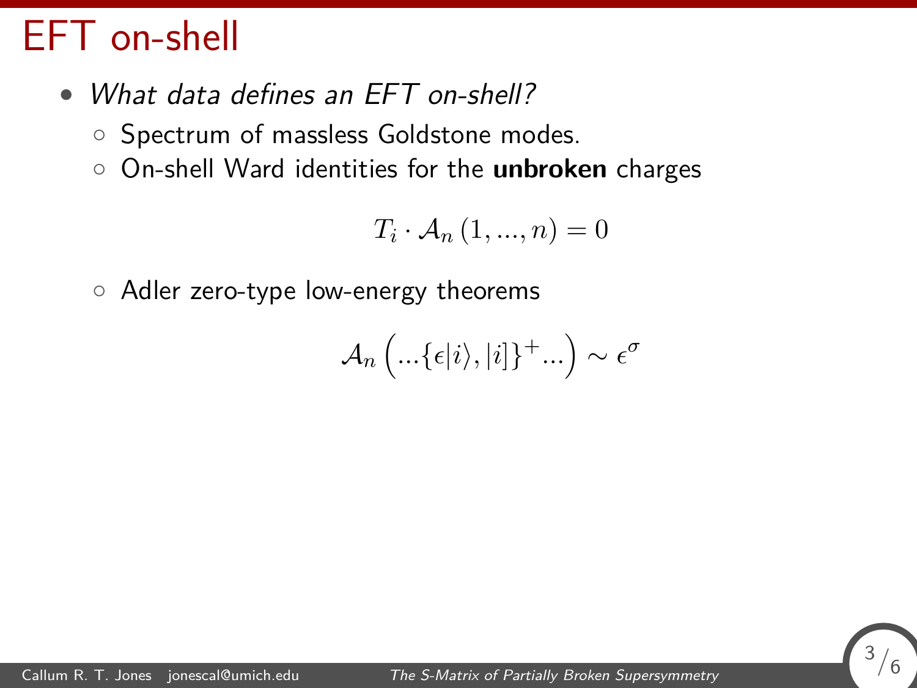# EFT on-shell

- *What data defines an EFT on-shell?*
  - Spectrum of massless Goldstone modes.
  - On-shell Ward identities for the **unbroken** charges

$$T_i \cdot \mathcal{A}_n \left(1, ..., n\right) = 0$$

  - Adler zero-type low-energy theorems

$$\mathcal{A}_n \left( ...\{\epsilon|i\rangle, |i]\}^+ ... \right) \sim \epsilon^\sigma$$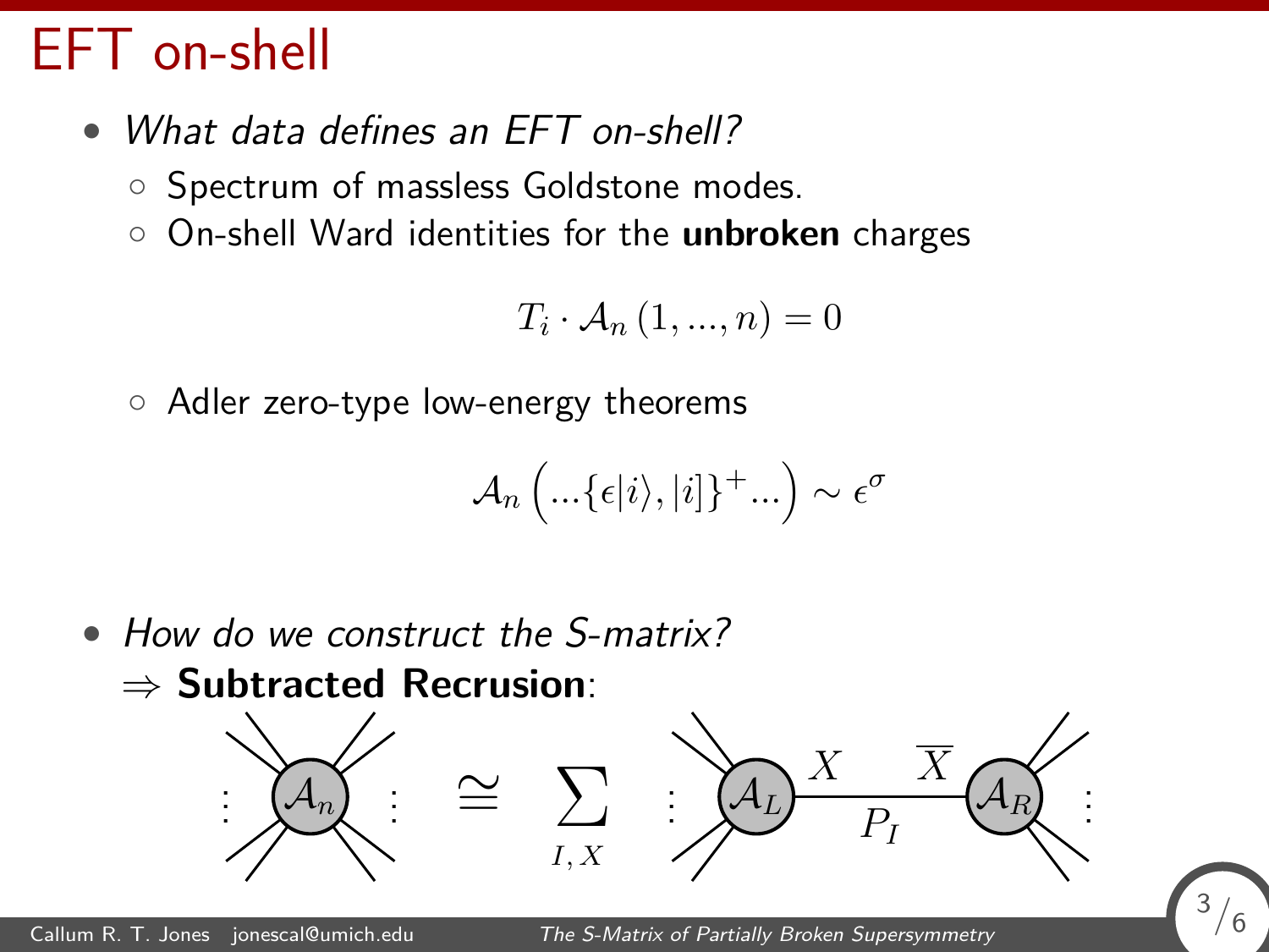# EFT on-shell

- *What data defines an EFT on-shell?*
  - Spectrum of massless Goldstone modes.
  - On-shell Ward identities for the **unbroken** charges

$$T_i \cdot \mathcal{A}_n(1, ..., n) = 0$$

  - Adler zero-type low-energy theorems

$$\mathcal{A}_n\left(...\{\epsilon|i\rangle, |i]\}^+...\right) \sim \epsilon^\sigma$$

- *How do we construct the S-matrix?*

  $\Rightarrow$ **Subtracted Recrusion**:

$$\mathcal{A}_n \cong \sum_{I,X} \mathcal{A}_L \xrightarrow[P_I]{X \quad \overline{X}} \mathcal{A}_R$$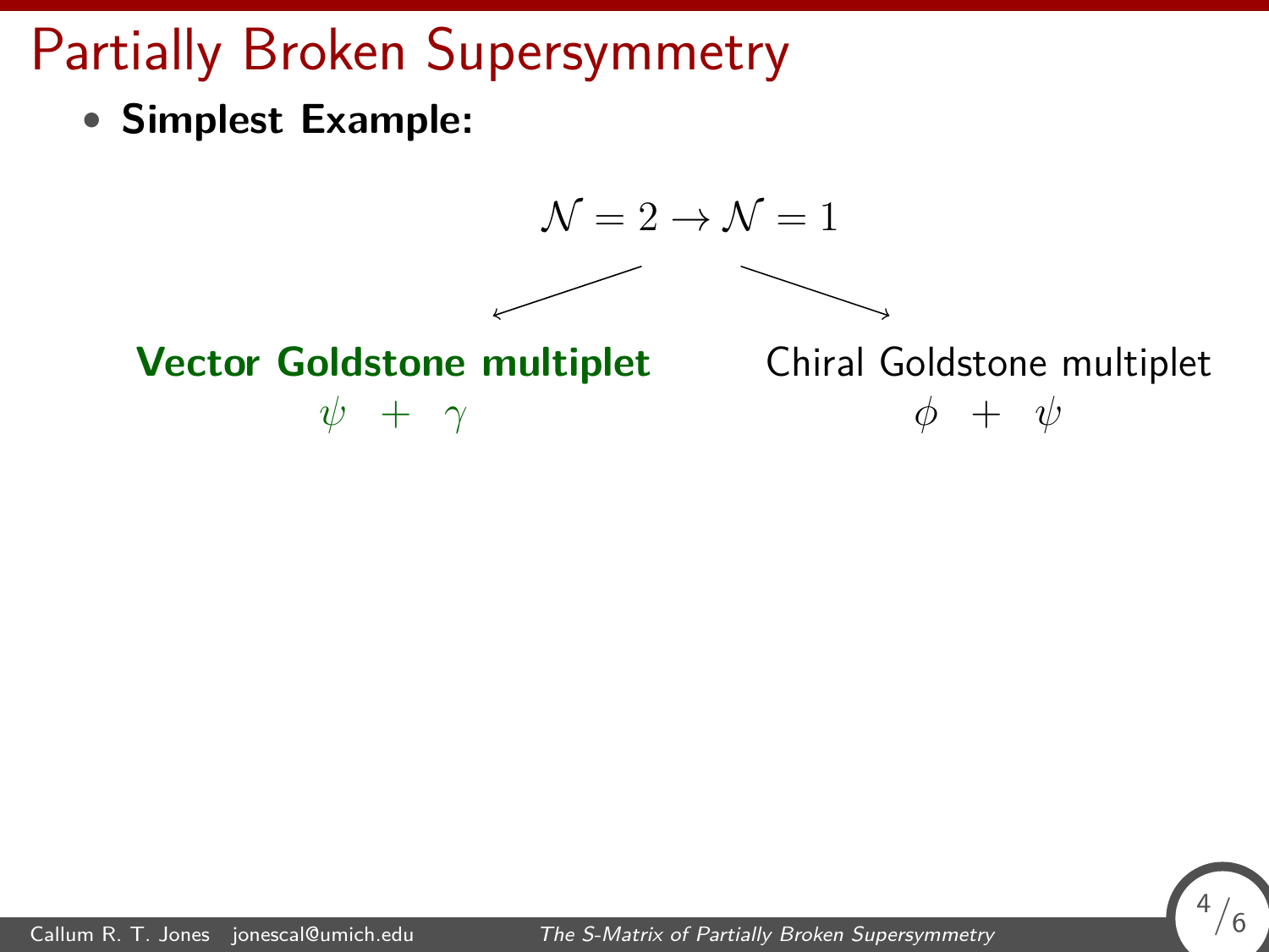# Partially Broken Supersymmetry

- **Simplest Example:**

$$\mathcal{N} = 2 \rightarrow \mathcal{N} = 1$$

**Vector Goldstone multiplet**

$\psi \;\; + \;\; \gamma$

Chiral Goldstone multiplet

$\phi \;\; + \;\; \psi$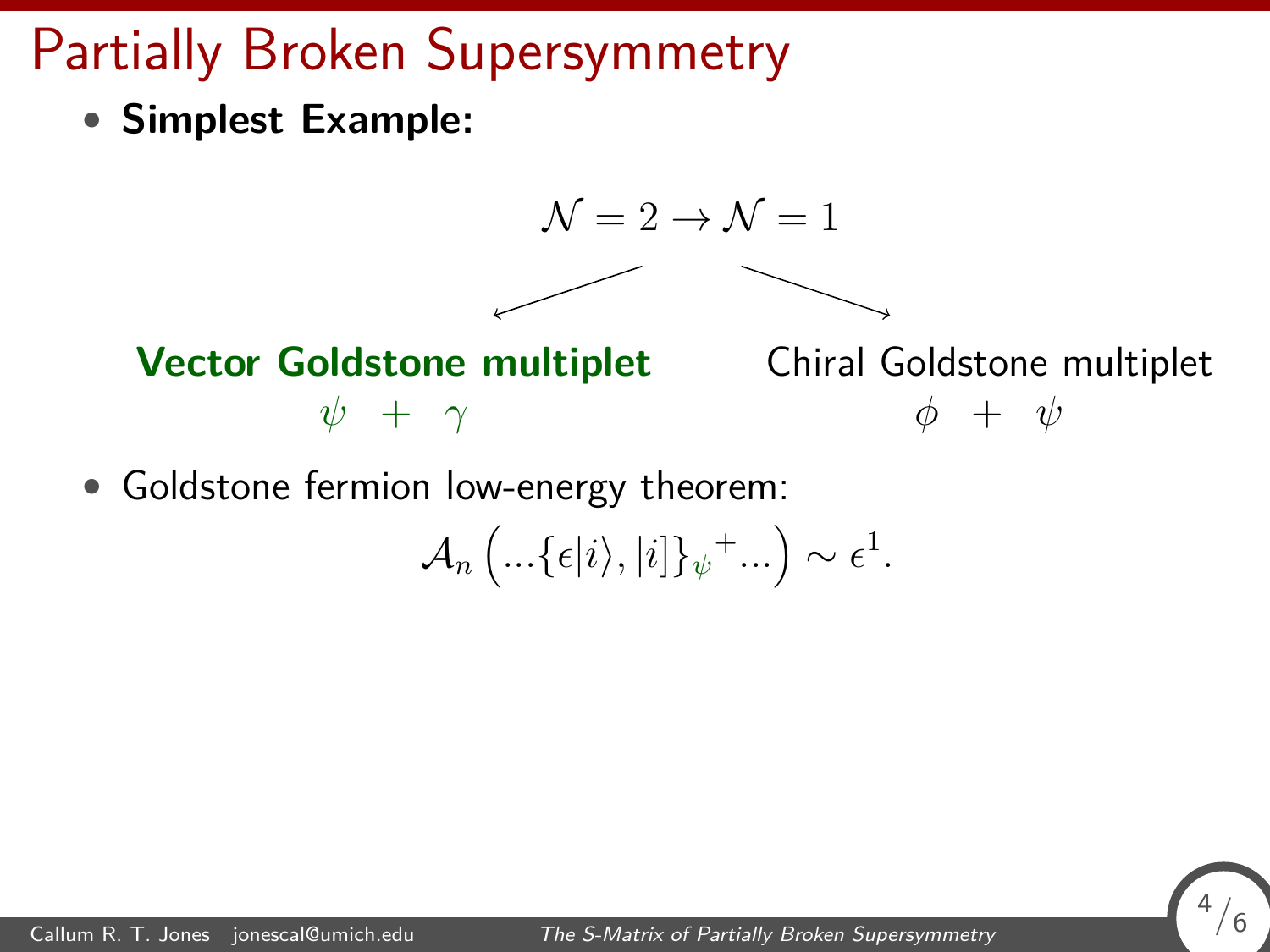# Partially Broken Supersymmetry

- **Simplest Example:**

$$\mathcal{N} = 2 \rightarrow \mathcal{N} = 1$$

**Vector Goldstone multiplet**

$$\psi \quad + \quad \gamma$$

Chiral Goldstone multiplet

$$\phi \quad + \quad \psi$$

- Goldstone fermion low-energy theorem:

$$\mathcal{A}_n \left( ...\{\epsilon|i\rangle, |i]\}_{\psi}{}^{+}... \right) \sim \epsilon^1.$$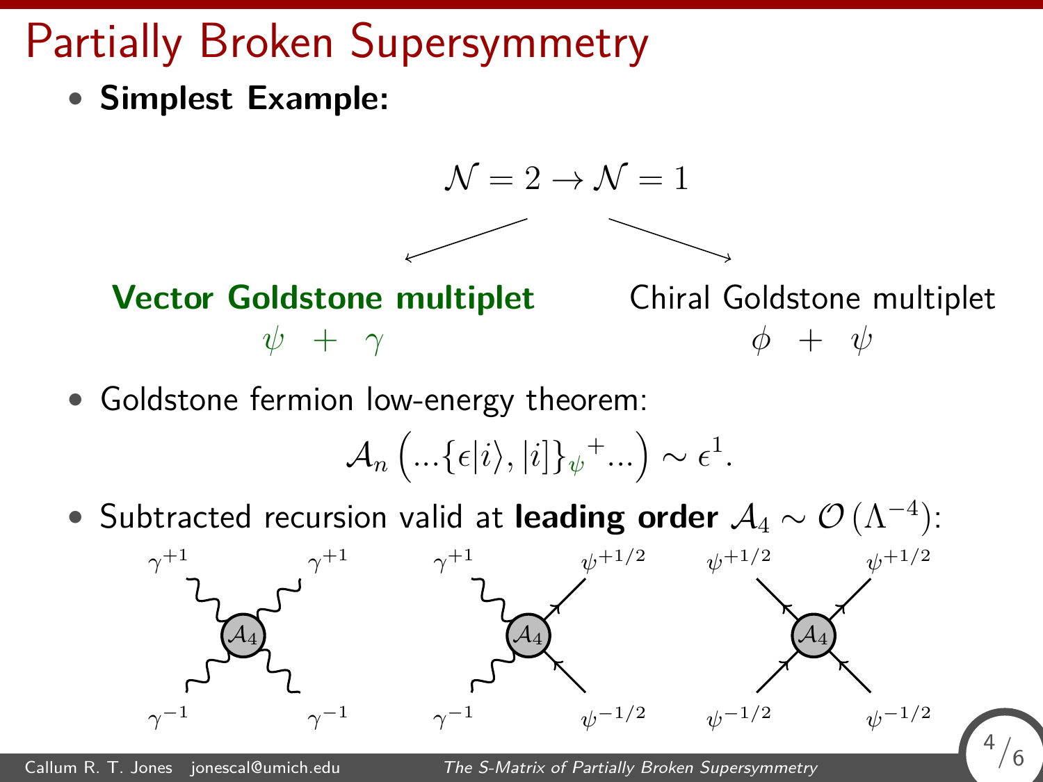# Partially Broken Supersymmetry

- **Simplest Example:**

$$\mathcal{N} = 2 \rightarrow \mathcal{N} = 1$$

**Vector Goldstone multiplet**

$\psi \;+\; \gamma$

Chiral Goldstone multiplet

$\phi \;+\; \psi$

- Goldstone fermion low-energy theorem:

$$\mathcal{A}_n \left( ...\{\epsilon|i\rangle, |i]\}_{\psi}{}^{+}... \right) \sim \epsilon^1.$$

- Subtracted recursion valid at **leading order** $\mathcal{A}_4 \sim \mathcal{O}\left(\Lambda^{-4}\right)$:

$\gamma^{+1}$, $\gamma^{+1}$, $\gamma^{-1}$, $\gamma^{-1}$ — $\mathcal{A}_4$

$\gamma^{+1}$, $\psi^{+1/2}$, $\gamma^{-1}$, $\psi^{-1/2}$ — $\mathcal{A}_4$

$\psi^{+1/2}$, $\psi^{+1/2}$, $\psi^{-1/2}$, $\psi^{-1/2}$ — $\mathcal{A}_4$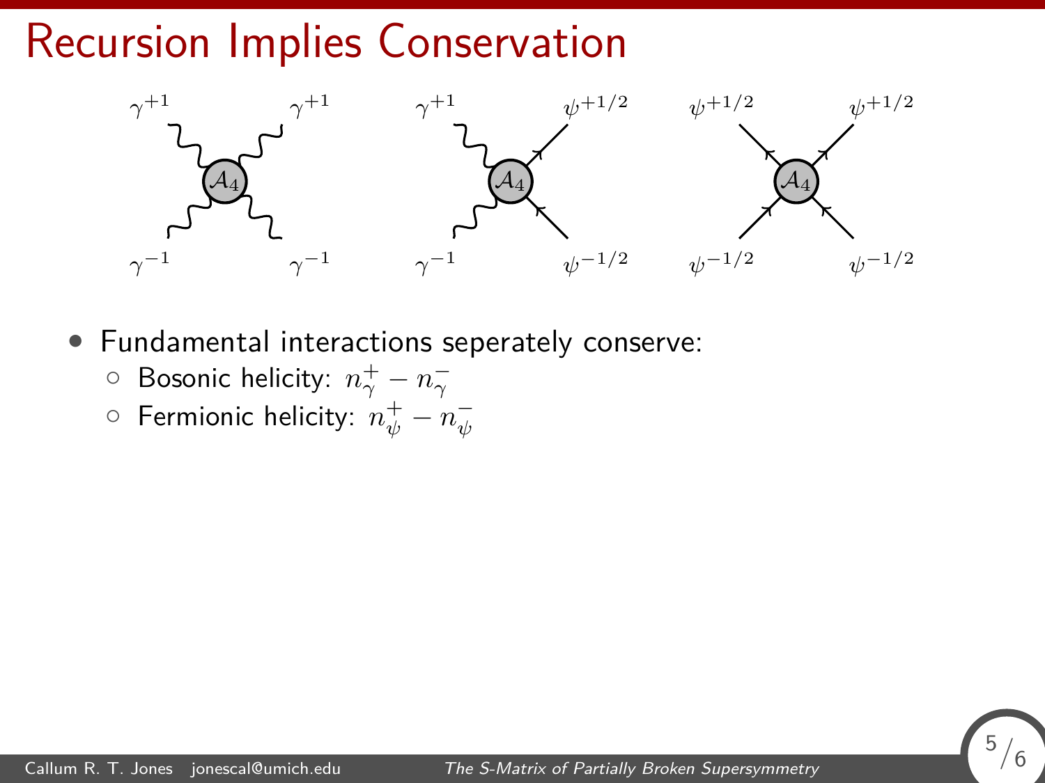# Recursion Implies Conservation

- Fundamental interactions seperately conserve:
  - Bosonic helicity: $n_\gamma^+ - n_\gamma^-$
  - Fermionic helicity: $n_\psi^+ - n_\psi^-$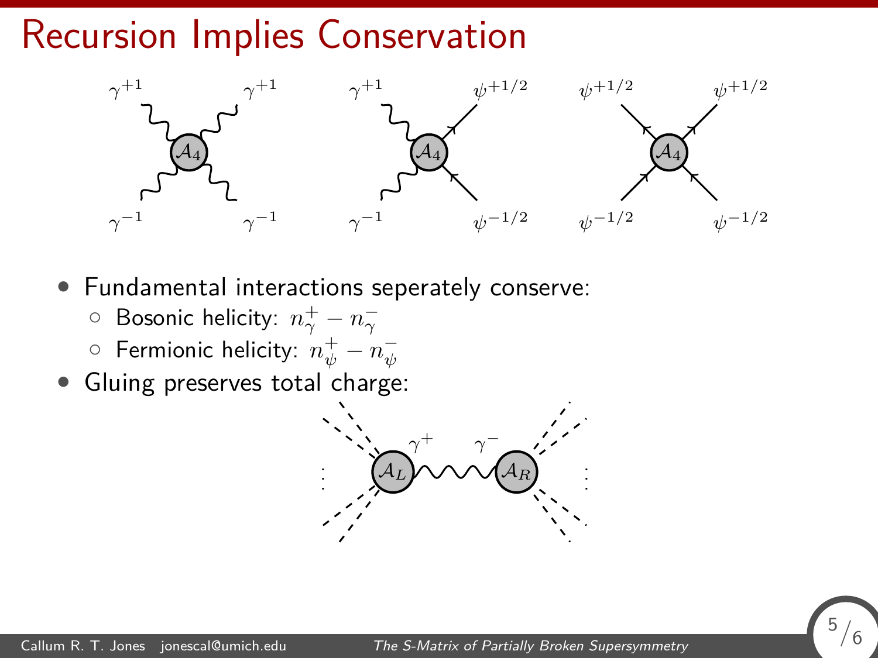# Recursion Implies Conservation

- Fundamental interactions seperately conserve:
  - Bosonic helicity: $n_\gamma^+ - n_\gamma^-$
  - Fermionic helicity: $n_\psi^+ - n_\psi^-$
- Gluing preserves total charge: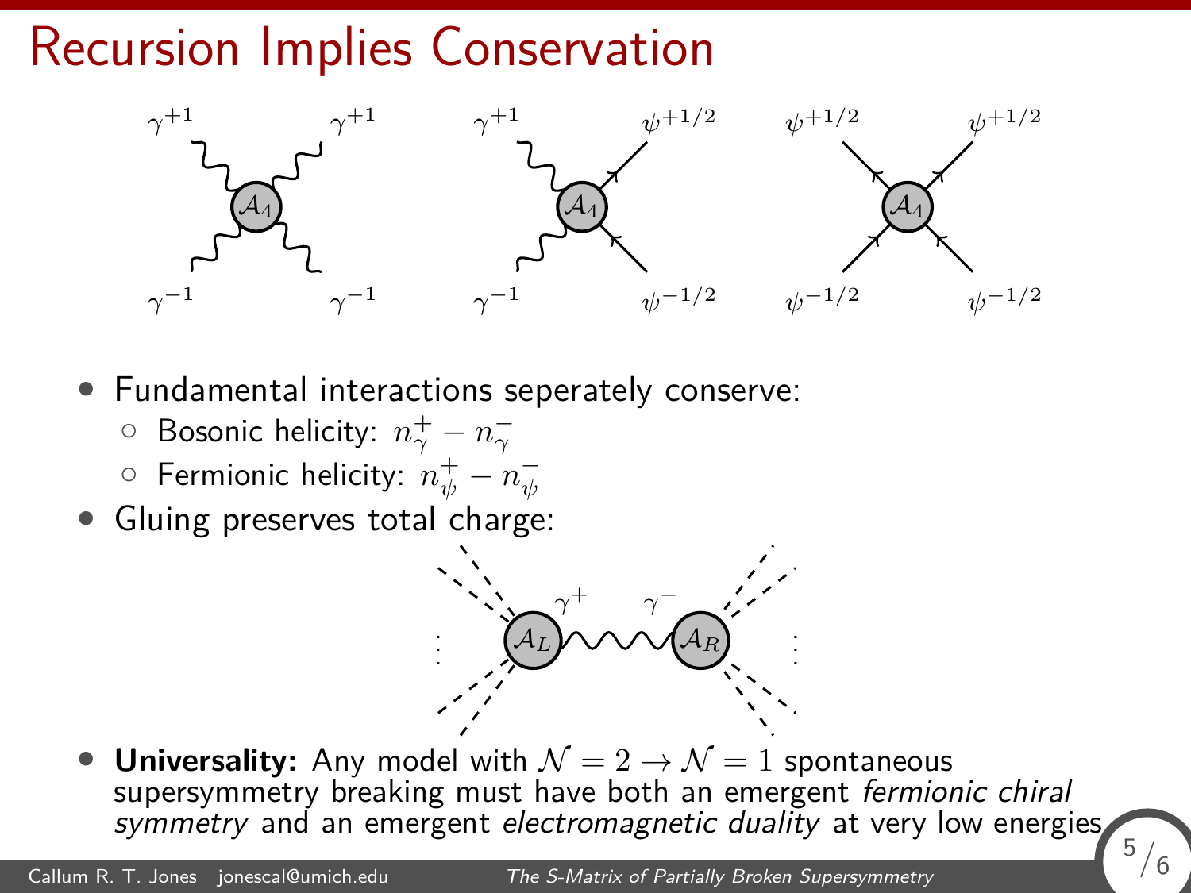# Recursion Implies Conservation

- Fundamental interactions seperately conserve:
  - Bosonic helicity: $n_\gamma^+ - n_\gamma^-$
  - Fermionic helicity: $n_\psi^+ - n_\psi^-$
- Gluing preserves total charge:
- **Universality:** Any model with $\mathcal{N} = 2 \to \mathcal{N} = 1$ spontaneous supersymmetry breaking must have both an emergent *fermionic chiral symmetry* and an emergent *electromagnetic duality* at very low energies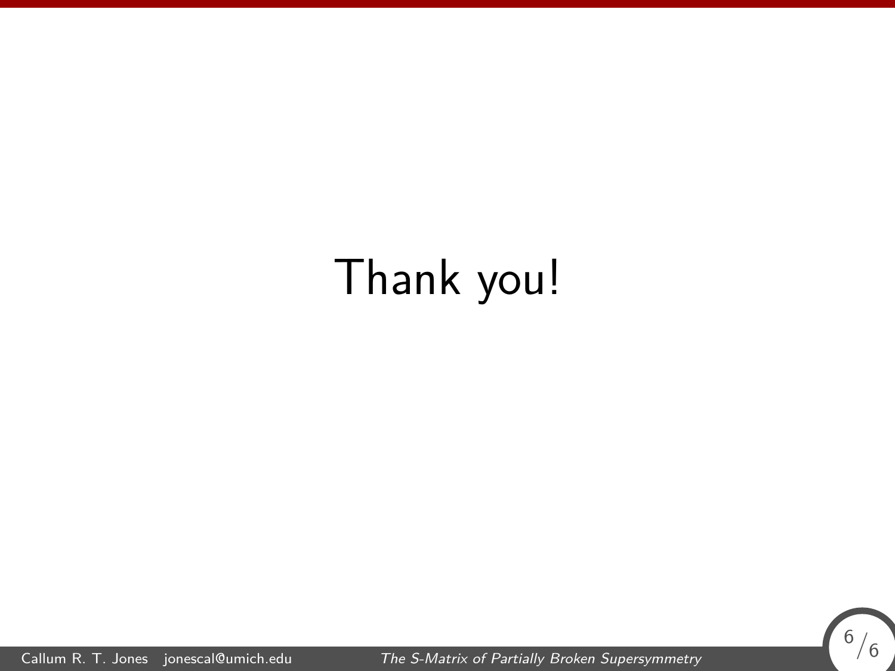Thank you!